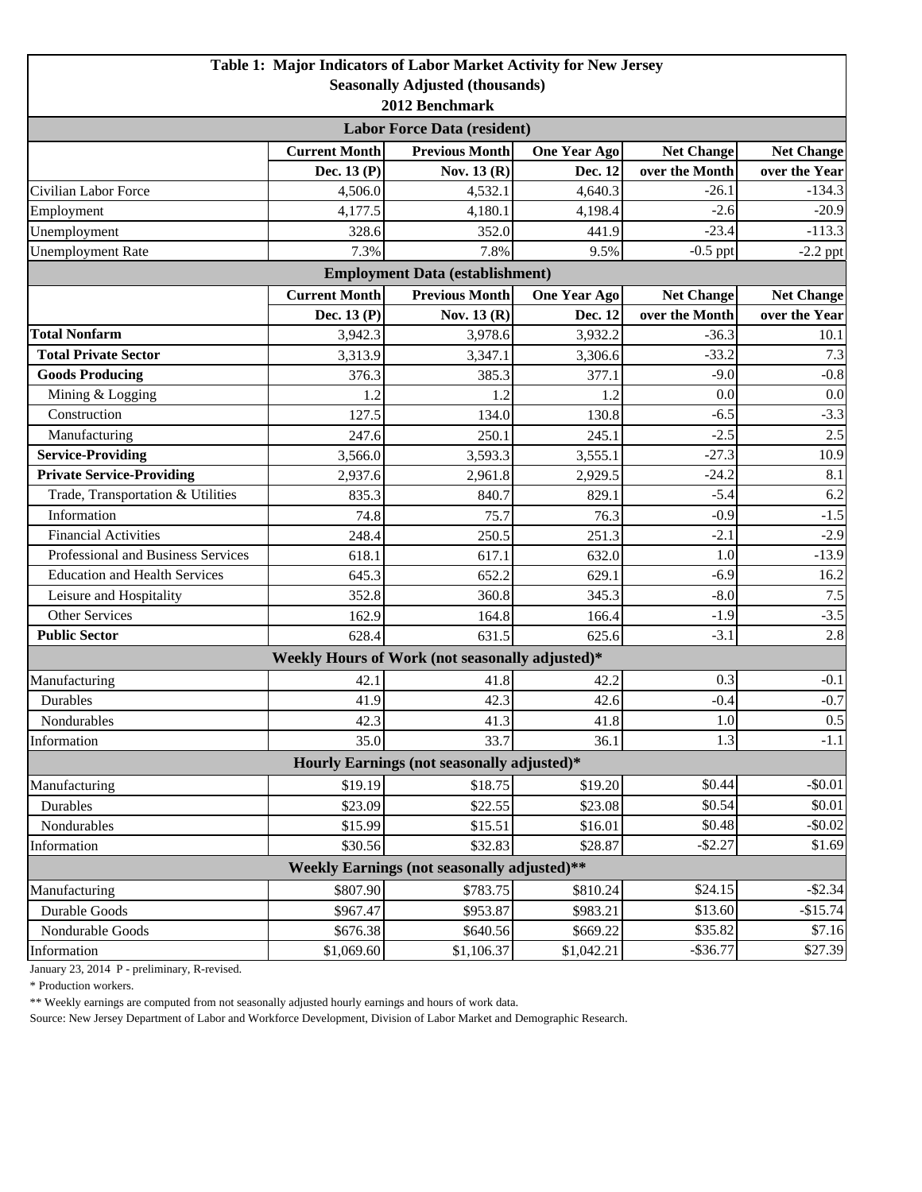# Table 1: Major Indicators of Labor Market Activity for New Jersey

**Seasonally Adjusted (thousands)**

**2012 Benchmark**

| | Current Month | Previous Month | One Year Ago | Net Change | Net Change |
|---|---|---|---|---|---|
| **Labor Force Data (resident)** | | | | | |
| | **Dec. 13 (P)** | **Nov. 13 (R)** | **Dec. 12** | **over the Month** | **over the Year** |
| Civilian Labor Force | 4,506.0 | 4,532.1 | 4,640.3 | -26.1 | -134.3 |
| Employment | 4,177.5 | 4,180.1 | 4,198.4 | -2.6 | -20.9 |
| Unemployment | 328.6 | 352.0 | 441.9 | -23.4 | -113.3 |
| Unemployment Rate | 7.3% | 7.8% | 9.5% | -0.5 ppt | -2.2 ppt |
| **Employment Data (establishment)** | | | | | |
| | **Current Month** | **Previous Month** | **One Year Ago** | **Net Change** | **Net Change** |
| | **Dec. 13 (P)** | **Nov. 13 (R)** | **Dec. 12** | **over the Month** | **over the Year** |
| **Total Nonfarm** | 3,942.3 | 3,978.6 | 3,932.2 | -36.3 | 10.1 |
| **Total Private Sector** | 3,313.9 | 3,347.1 | 3,306.6 | -33.2 | 7.3 |
| **Goods Producing** | 376.3 | 385.3 | 377.1 | -9.0 | -0.8 |
| Mining & Logging | 1.2 | 1.2 | 1.2 | 0.0 | 0.0 |
| Construction | 127.5 | 134.0 | 130.8 | -6.5 | -3.3 |
| Manufacturing | 247.6 | 250.1 | 245.1 | -2.5 | 2.5 |
| **Service-Providing** | 3,566.0 | 3,593.3 | 3,555.1 | -27.3 | 10.9 |
| **Private Service-Providing** | 2,937.6 | 2,961.8 | 2,929.5 | -24.2 | 8.1 |
| Trade, Transportation & Utilities | 835.3 | 840.7 | 829.1 | -5.4 | 6.2 |
| Information | 74.8 | 75.7 | 76.3 | -0.9 | -1.5 |
| Financial Activities | 248.4 | 250.5 | 251.3 | -2.1 | -2.9 |
| Professional and Business Services | 618.1 | 617.1 | 632.0 | 1.0 | -13.9 |
| Education and Health Services | 645.3 | 652.2 | 629.1 | -6.9 | 16.2 |
| Leisure and Hospitality | 352.8 | 360.8 | 345.3 | -8.0 | 7.5 |
| Other Services | 162.9 | 164.8 | 166.4 | -1.9 | -3.5 |
| **Public Sector** | 628.4 | 631.5 | 625.6 | -3.1 | 2.8 |
| **Weekly Hours of Work (not seasonally adjusted)*** | | | | | |
| Manufacturing | 42.1 | 41.8 | 42.2 | 0.3 | -0.1 |
| Durables | 41.9 | 42.3 | 42.6 | -0.4 | -0.7 |
| Nondurables | 42.3 | 41.3 | 41.8 | 1.0 | 0.5 |
| Information | 35.0 | 33.7 | 36.1 | 1.3 | -1.1 |
| **Hourly Earnings (not seasonally adjusted)*** | | | | | |
| Manufacturing | $19.19 | $18.75 | $19.20 | $0.44 | -$0.01 |
| Durables | $23.09 | $22.55 | $23.08 | $0.54 | $0.01 |
| Nondurables | $15.99 | $15.51 | $16.01 | $0.48 | -$0.02 |
| Information | $30.56 | $32.83 | $28.87 | -$2.27 | $1.69 |
| **Weekly Earnings (not seasonally adjusted)**** | | | | | |
| Manufacturing | $807.90 | $783.75 | $810.24 | $24.15 | -$2.34 |
| Durable Goods | $967.47 | $953.87 | $983.21 | $13.60 | -$15.74 |
| Nondurable Goods | $676.38 | $640.56 | $669.22 | $35.82 | $7.16 |
| Information | $1,069.60 | $1,106.37 | $1,042.21 | -$36.77 | $27.39 |

January 23, 2014 P - preliminary, R-revised.

* Production workers.

** Weekly earnings are computed from not seasonally adjusted hourly earnings and hours of work data.

Source: New Jersey Department of Labor and Workforce Development, Division of Labor Market and Demographic Research.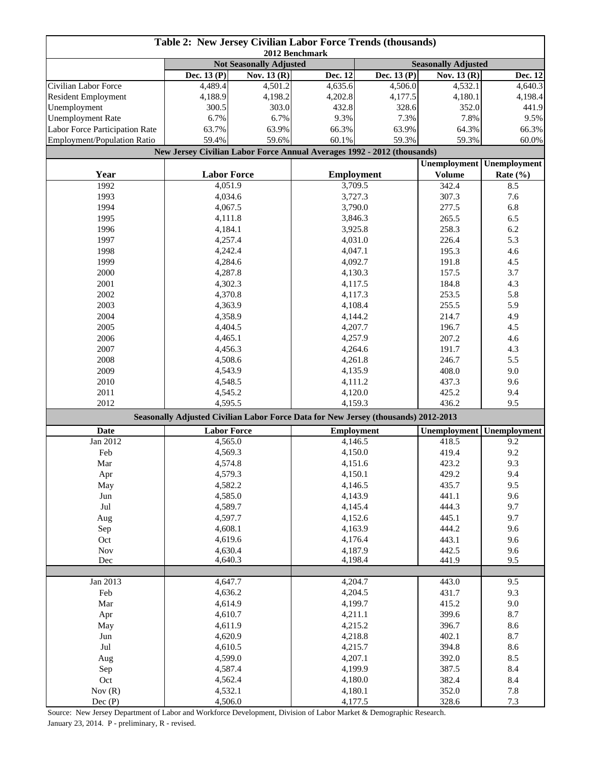## Table 2: New Jersey Civilian Labor Force Trends (thousands)

2012 Benchmark

| | Not Seasonally Adjusted | | | Seasonally Adjusted | | |
|---|---|---|---|---|---|---|
| | Dec. 13 (P) | Nov. 13 (R) | Dec. 12 | Dec. 13 (P) | Nov. 13 (R) | Dec. 12 |
| Civilian Labor Force | 4,489.4 | 4,501.2 | 4,635.6 | 4,506.0 | 4,532.1 | 4,640.3 |
| Resident Employment | 4,188.9 | 4,198.2 | 4,202.8 | 4,177.5 | 4,180.1 | 4,198.4 |
| Unemployment | 300.5 | 303.0 | 432.8 | 328.6 | 352.0 | 441.9 |
| Unemployment Rate | 6.7% | 6.7% | 9.3% | 7.3% | 7.8% | 9.5% |
| Labor Force Participation Rate | 63.7% | 63.9% | 66.3% | 63.9% | 64.3% | 66.3% |
| Employment/Population Ratio | 59.4% | 59.6% | 60.1% | 59.3% | 59.3% | 60.0% |

### New Jersey Civilian Labor Force Annual Averages 1992 - 2012 (thousands)

| Year | Labor Force | Employment | Unemployment Volume | Unemployment Rate (%) |
|---|---|---|---|---|
| 1992 | 4,051.9 | 3,709.5 | 342.4 | 8.5 |
| 1993 | 4,034.6 | 3,727.3 | 307.3 | 7.6 |
| 1994 | 4,067.5 | 3,790.0 | 277.5 | 6.8 |
| 1995 | 4,111.8 | 3,846.3 | 265.5 | 6.5 |
| 1996 | 4,184.1 | 3,925.8 | 258.3 | 6.2 |
| 1997 | 4,257.4 | 4,031.0 | 226.4 | 5.3 |
| 1998 | 4,242.4 | 4,047.1 | 195.3 | 4.6 |
| 1999 | 4,284.6 | 4,092.7 | 191.8 | 4.5 |
| 2000 | 4,287.8 | 4,130.3 | 157.5 | 3.7 |
| 2001 | 4,302.3 | 4,117.5 | 184.8 | 4.3 |
| 2002 | 4,370.8 | 4,117.3 | 253.5 | 5.8 |
| 2003 | 4,363.9 | 4,108.4 | 255.5 | 5.9 |
| 2004 | 4,358.9 | 4,144.2 | 214.7 | 4.9 |
| 2005 | 4,404.5 | 4,207.7 | 196.7 | 4.5 |
| 2006 | 4,465.1 | 4,257.9 | 207.2 | 4.6 |
| 2007 | 4,456.3 | 4,264.6 | 191.7 | 4.3 |
| 2008 | 4,508.6 | 4,261.8 | 246.7 | 5.5 |
| 2009 | 4,543.9 | 4,135.9 | 408.0 | 9.0 |
| 2010 | 4,548.5 | 4,111.2 | 437.3 | 9.6 |
| 2011 | 4,545.2 | 4,120.0 | 425.2 | 9.4 |
| 2012 | 4,595.5 | 4,159.3 | 436.2 | 9.5 |

### Seasonally Adjusted Civilian Labor Force Data for New Jersey (thousands) 2012-2013

| Date | Labor Force | Employment | Unemployment | Unemployment |
|---|---|---|---|---|
| Jan 2012 | 4,565.0 | 4,146.5 | 418.5 | 9.2 |
| Feb | 4,569.3 | 4,150.0 | 419.4 | 9.2 |
| Mar | 4,574.8 | 4,151.6 | 423.2 | 9.3 |
| Apr | 4,579.3 | 4,150.1 | 429.2 | 9.4 |
| May | 4,582.2 | 4,146.5 | 435.7 | 9.5 |
| Jun | 4,585.0 | 4,143.9 | 441.1 | 9.6 |
| Jul | 4,589.7 | 4,145.4 | 444.3 | 9.7 |
| Aug | 4,597.7 | 4,152.6 | 445.1 | 9.7 |
| Sep | 4,608.1 | 4,163.9 | 444.2 | 9.6 |
| Oct | 4,619.6 | 4,176.4 | 443.1 | 9.6 |
| Nov | 4,630.4 | 4,187.9 | 442.5 | 9.6 |
| Dec | 4,640.3 | 4,198.4 | 441.9 | 9.5 |
| | | | | |
| Jan 2013 | 4,647.7 | 4,204.7 | 443.0 | 9.5 |
| Feb | 4,636.2 | 4,204.5 | 431.7 | 9.3 |
| Mar | 4,614.9 | 4,199.7 | 415.2 | 9.0 |
| Apr | 4,610.7 | 4,211.1 | 399.6 | 8.7 |
| May | 4,611.9 | 4,215.2 | 396.7 | 8.6 |
| Jun | 4,620.9 | 4,218.8 | 402.1 | 8.7 |
| Jul | 4,610.5 | 4,215.7 | 394.8 | 8.6 |
| Aug | 4,599.0 | 4,207.1 | 392.0 | 8.5 |
| Sep | 4,587.4 | 4,199.9 | 387.5 | 8.4 |
| Oct | 4,562.4 | 4,180.0 | 382.4 | 8.4 |
| Nov (R) | 4,532.1 | 4,180.1 | 352.0 | 7.8 |
| Dec (P) | 4,506.0 | 4,177.5 | 328.6 | 7.3 |

Source: New Jersey Department of Labor and Workforce Development, Division of Labor Market & Demographic Research.

January 23, 2014. P - preliminary, R - revised.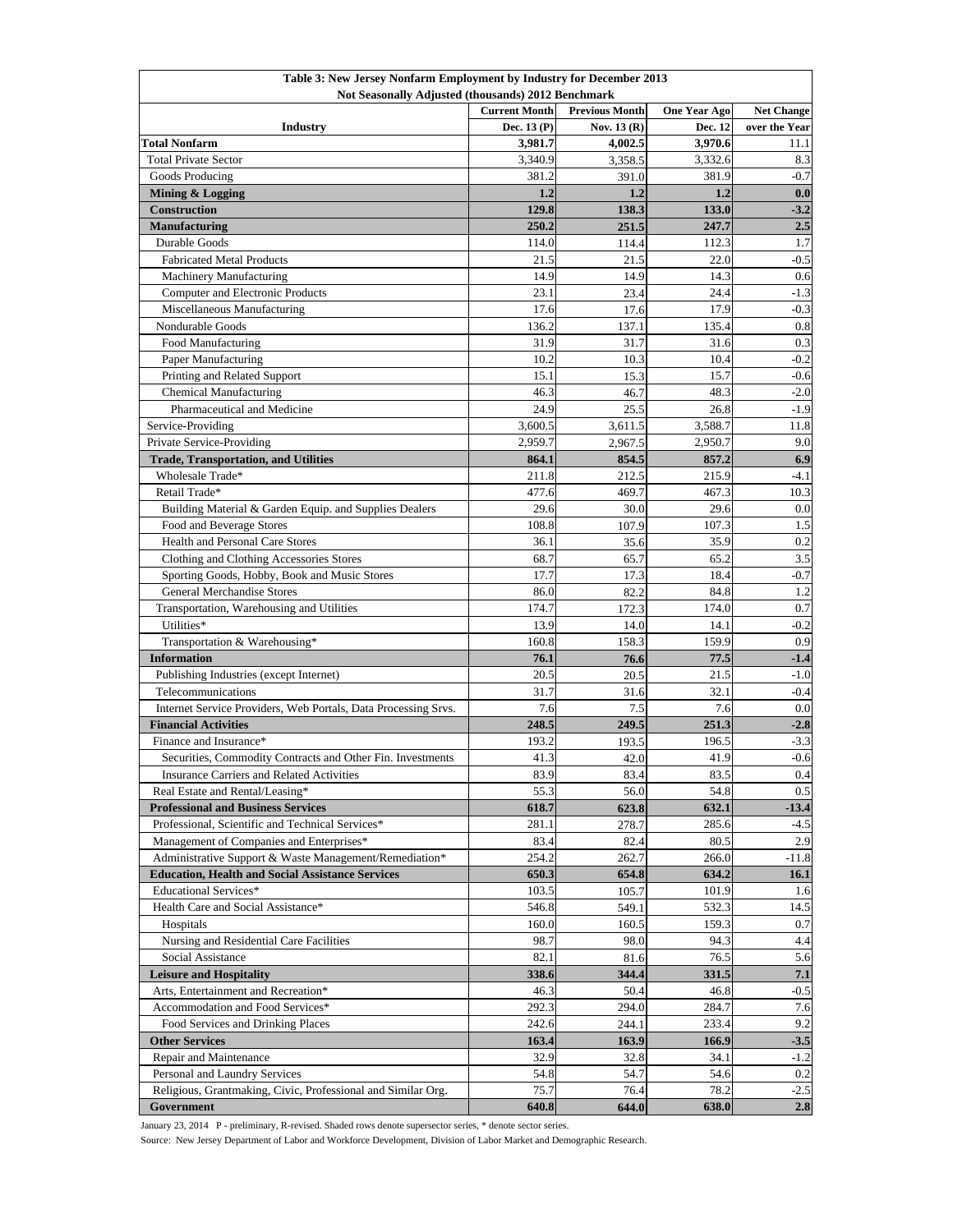**Table 3: New Jersey Nonfarm Employment by Industry for December 2013**
**Not Seasonally Adjusted (thousands) 2012 Benchmark**

| Industry | Current Month Dec. 13 (P) | Previous Month Nov. 13 (R) | One Year Ago Dec. 12 | Net Change over the Year |
|---|---|---|---|---|
| **Total Nonfarm** | **3,981.7** | **4,002.5** | **3,970.6** | 11.1 |
| Total Private Sector | 3,340.9 | 3,358.5 | 3,332.6 | 8.3 |
| Goods Producing | 381.2 | 391.0 | 381.9 | -0.7 |
| **Mining & Logging** | **1.2** | **1.2** | **1.2** | **0.0** |
| **Construction** | **129.8** | **138.3** | **133.0** | **-3.2** |
| **Manufacturing** | **250.2** | **251.5** | **247.7** | **2.5** |
| Durable Goods | 114.0 | 114.4 | 112.3 | 1.7 |
| Fabricated Metal Products | 21.5 | 21.5 | 22.0 | -0.5 |
| Machinery Manufacturing | 14.9 | 14.9 | 14.3 | 0.6 |
| Computer and Electronic Products | 23.1 | 23.4 | 24.4 | -1.3 |
| Miscellaneous Manufacturing | 17.6 | 17.6 | 17.9 | -0.3 |
| Nondurable Goods | 136.2 | 137.1 | 135.4 | 0.8 |
| Food Manufacturing | 31.9 | 31.7 | 31.6 | 0.3 |
| Paper Manufacturing | 10.2 | 10.3 | 10.4 | -0.2 |
| Printing and Related Support | 15.1 | 15.3 | 15.7 | -0.6 |
| Chemical Manufacturing | 46.3 | 46.7 | 48.3 | -2.0 |
| Pharmaceutical and Medicine | 24.9 | 25.5 | 26.8 | -1.9 |
| Service-Providing | 3,600.5 | 3,611.5 | 3,588.7 | 11.8 |
| Private Service-Providing | 2,959.7 | 2,967.5 | 2,950.7 | 9.0 |
| **Trade, Transportation, and Utilities** | **864.1** | **854.5** | **857.2** | **6.9** |
| Wholesale Trade* | 211.8 | 212.5 | 215.9 | -4.1 |
| Retail Trade* | 477.6 | 469.7 | 467.3 | 10.3 |
| Building Material & Garden Equip. and Supplies Dealers | 29.6 | 30.0 | 29.6 | 0.0 |
| Food and Beverage Stores | 108.8 | 107.9 | 107.3 | 1.5 |
| Health and Personal Care Stores | 36.1 | 35.6 | 35.9 | 0.2 |
| Clothing and Clothing Accessories Stores | 68.7 | 65.7 | 65.2 | 3.5 |
| Sporting Goods, Hobby, Book and Music Stores | 17.7 | 17.3 | 18.4 | -0.7 |
| General Merchandise Stores | 86.0 | 82.2 | 84.8 | 1.2 |
| Transportation, Warehousing and Utilities | 174.7 | 172.3 | 174.0 | 0.7 |
| Utilities* | 13.9 | 14.0 | 14.1 | -0.2 |
| Transportation & Warehousing* | 160.8 | 158.3 | 159.9 | 0.9 |
| **Information** | **76.1** | **76.6** | **77.5** | **-1.4** |
| Publishing Industries (except Internet) | 20.5 | 20.5 | 21.5 | -1.0 |
| Telecommunications | 31.7 | 31.6 | 32.1 | -0.4 |
| Internet Service Providers, Web Portals, Data Processing Srvs. | 7.6 | 7.5 | 7.6 | 0.0 |
| **Financial Activities** | **248.5** | **249.5** | **251.3** | **-2.8** |
| Finance and Insurance* | 193.2 | 193.5 | 196.5 | -3.3 |
| Securities, Commodity Contracts and Other Fin. Investments | 41.3 | 42.0 | 41.9 | -0.6 |
| Insurance Carriers and Related Activities | 83.9 | 83.4 | 83.5 | 0.4 |
| Real Estate and Rental/Leasing* | 55.3 | 56.0 | 54.8 | 0.5 |
| **Professional and Business Services** | **618.7** | **623.8** | **632.1** | **-13.4** |
| Professional, Scientific and Technical Services* | 281.1 | 278.7 | 285.6 | -4.5 |
| Management of Companies and Enterprises* | 83.4 | 82.4 | 80.5 | 2.9 |
| Administrative Support & Waste Management/Remediation* | 254.2 | 262.7 | 266.0 | -11.8 |
| **Education, Health and Social Assistance Services** | **650.3** | **654.8** | **634.2** | **16.1** |
| Educational Services* | 103.5 | 105.7 | 101.9 | 1.6 |
| Health Care and Social Assistance* | 546.8 | 549.1 | 532.3 | 14.5 |
| Hospitals | 160.0 | 160.5 | 159.3 | 0.7 |
| Nursing and Residential Care Facilities | 98.7 | 98.0 | 94.3 | 4.4 |
| Social Assistance | 82.1 | 81.6 | 76.5 | 5.6 |
| **Leisure and Hospitality** | **338.6** | **344.4** | **331.5** | **7.1** |
| Arts, Entertainment and Recreation* | 46.3 | 50.4 | 46.8 | -0.5 |
| Accommodation and Food Services* | 292.3 | 294.0 | 284.7 | 7.6 |
| Food Services and Drinking Places | 242.6 | 244.1 | 233.4 | 9.2 |
| **Other Services** | **163.4** | **163.9** | **166.9** | **-3.5** |
| Repair and Maintenance | 32.9 | 32.8 | 34.1 | -1.2 |
| Personal and Laundry Services | 54.8 | 54.7 | 54.6 | 0.2 |
| Religious, Grantmaking, Civic, Professional and Similar Org. | 75.7 | 76.4 | 78.2 | -2.5 |
| **Government** | **640.8** | **644.0** | **638.0** | **2.8** |

January 23, 2014 P - preliminary, R-revised. Shaded rows denote supersector series, * denote sector series.

Source: New Jersey Department of Labor and Workforce Development, Division of Labor Market and Demographic Research.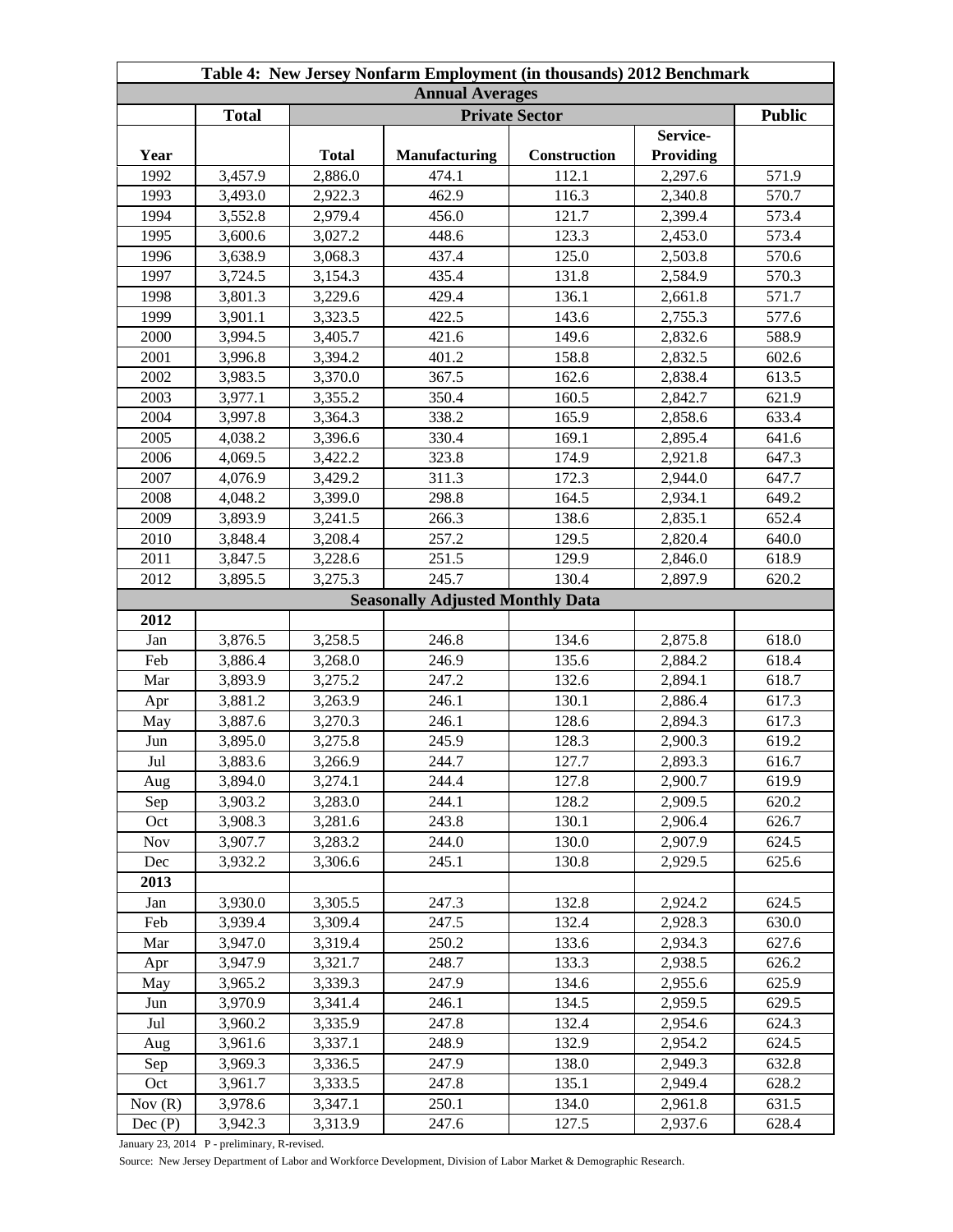**Table 4: New Jersey Nonfarm Employment (in thousands) 2012 Benchmark**

| | Total | Private Sector | | | | Public |
|---|---|---|---|---|---|---|
| Year | | Total | Manufacturing | Construction | Service-Providing | |
| **Annual Averages** | | | | | | |
| 1992 | 3,457.9 | 2,886.0 | 474.1 | 112.1 | 2,297.6 | 571.9 |
| 1993 | 3,493.0 | 2,922.3 | 462.9 | 116.3 | 2,340.8 | 570.7 |
| 1994 | 3,552.8 | 2,979.4 | 456.0 | 121.7 | 2,399.4 | 573.4 |
| 1995 | 3,600.6 | 3,027.2 | 448.6 | 123.3 | 2,453.0 | 573.4 |
| 1996 | 3,638.9 | 3,068.3 | 437.4 | 125.0 | 2,503.8 | 570.6 |
| 1997 | 3,724.5 | 3,154.3 | 435.4 | 131.8 | 2,584.9 | 570.3 |
| 1998 | 3,801.3 | 3,229.6 | 429.4 | 136.1 | 2,661.8 | 571.7 |
| 1999 | 3,901.1 | 3,323.5 | 422.5 | 143.6 | 2,755.3 | 577.6 |
| 2000 | 3,994.5 | 3,405.7 | 421.6 | 149.6 | 2,832.6 | 588.9 |
| 2001 | 3,996.8 | 3,394.2 | 401.2 | 158.8 | 2,832.5 | 602.6 |
| 2002 | 3,983.5 | 3,370.0 | 367.5 | 162.6 | 2,838.4 | 613.5 |
| 2003 | 3,977.1 | 3,355.2 | 350.4 | 160.5 | 2,842.7 | 621.9 |
| 2004 | 3,997.8 | 3,364.3 | 338.2 | 165.9 | 2,858.6 | 633.4 |
| 2005 | 4,038.2 | 3,396.6 | 330.4 | 169.1 | 2,895.4 | 641.6 |
| 2006 | 4,069.5 | 3,422.2 | 323.8 | 174.9 | 2,921.8 | 647.3 |
| 2007 | 4,076.9 | 3,429.2 | 311.3 | 172.3 | 2,944.0 | 647.7 |
| 2008 | 4,048.2 | 3,399.0 | 298.8 | 164.5 | 2,934.1 | 649.2 |
| 2009 | 3,893.9 | 3,241.5 | 266.3 | 138.6 | 2,835.1 | 652.4 |
| 2010 | 3,848.4 | 3,208.4 | 257.2 | 129.5 | 2,820.4 | 640.0 |
| 2011 | 3,847.5 | 3,228.6 | 251.5 | 129.9 | 2,846.0 | 618.9 |
| 2012 | 3,895.5 | 3,275.3 | 245.7 | 130.4 | 2,897.9 | 620.2 |
| **Seasonally Adjusted Monthly Data** | | | | | | |
| **2012** | | | | | | |
| Jan | 3,876.5 | 3,258.5 | 246.8 | 134.6 | 2,875.8 | 618.0 |
| Feb | 3,886.4 | 3,268.0 | 246.9 | 135.6 | 2,884.2 | 618.4 |
| Mar | 3,893.9 | 3,275.2 | 247.2 | 132.6 | 2,894.1 | 618.7 |
| Apr | 3,881.2 | 3,263.9 | 246.1 | 130.1 | 2,886.4 | 617.3 |
| May | 3,887.6 | 3,270.3 | 246.1 | 128.6 | 2,894.3 | 617.3 |
| Jun | 3,895.0 | 3,275.8 | 245.9 | 128.3 | 2,900.3 | 619.2 |
| Jul | 3,883.6 | 3,266.9 | 244.7 | 127.7 | 2,893.3 | 616.7 |
| Aug | 3,894.0 | 3,274.1 | 244.4 | 127.8 | 2,900.7 | 619.9 |
| Sep | 3,903.2 | 3,283.0 | 244.1 | 128.2 | 2,909.5 | 620.2 |
| Oct | 3,908.3 | 3,281.6 | 243.8 | 130.1 | 2,906.4 | 626.7 |
| Nov | 3,907.7 | 3,283.2 | 244.0 | 130.0 | 2,907.9 | 624.5 |
| Dec | 3,932.2 | 3,306.6 | 245.1 | 130.8 | 2,929.5 | 625.6 |
| **2013** | | | | | | |
| Jan | 3,930.0 | 3,305.5 | 247.3 | 132.8 | 2,924.2 | 624.5 |
| Feb | 3,939.4 | 3,309.4 | 247.5 | 132.4 | 2,928.3 | 630.0 |
| Mar | 3,947.0 | 3,319.4 | 250.2 | 133.6 | 2,934.3 | 627.6 |
| Apr | 3,947.9 | 3,321.7 | 248.7 | 133.3 | 2,938.5 | 626.2 |
| May | 3,965.2 | 3,339.3 | 247.9 | 134.6 | 2,955.6 | 625.9 |
| Jun | 3,970.9 | 3,341.4 | 246.1 | 134.5 | 2,959.5 | 629.5 |
| Jul | 3,960.2 | 3,335.9 | 247.8 | 132.4 | 2,954.6 | 624.3 |
| Aug | 3,961.6 | 3,337.1 | 248.9 | 132.9 | 2,954.2 | 624.5 |
| Sep | 3,969.3 | 3,336.5 | 247.9 | 138.0 | 2,949.3 | 632.8 |
| Oct | 3,961.7 | 3,333.5 | 247.8 | 135.1 | 2,949.4 | 628.2 |
| Nov (R) | 3,978.6 | 3,347.1 | 250.1 | 134.0 | 2,961.8 | 631.5 |
| Dec (P) | 3,942.3 | 3,313.9 | 247.6 | 127.5 | 2,937.6 | 628.4 |

January 23, 2014 P - preliminary, R-revised.

Source: New Jersey Department of Labor and Workforce Development, Division of Labor Market & Demographic Research.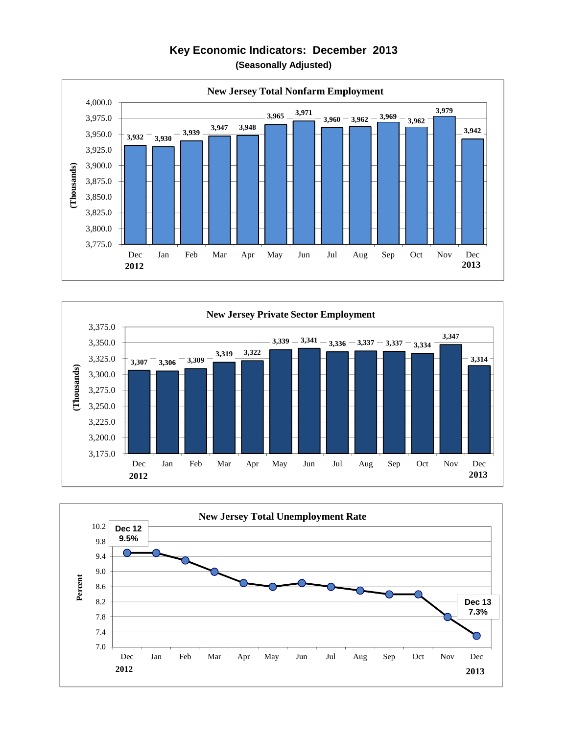# Key Economic Indicators: December 2013

**(Seasonally Adjusted)**

### New Jersey Total Nonfarm Employment

(Thousands)

| Month | Employment |
|---|---|
| Dec 2012 | 3,932 |
| Jan | 3,930 |
| Feb | 3,939 |
| Mar | 3,947 |
| Apr | 3,948 |
| May | 3,965 |
| Jun | 3,971 |
| Jul | 3,960 |
| Aug | 3,962 |
| Sep | 3,969 |
| Oct | 3,962 |
| Nov | 3,979 |
| Dec 2013 | 3,942 |

### New Jersey Private Sector Employment

(Thousands)

| Month | Employment |
|---|---|
| Dec 2012 | 3,307 |
| Jan | 3,306 |
| Feb | 3,309 |
| Mar | 3,319 |
| Apr | 3,322 |
| May | 3,339 |
| Jun | 3,341 |
| Jul | 3,336 |
| Aug | 3,337 |
| Sep | 3,337 |
| Oct | 3,334 |
| Nov | 3,347 |
| Dec 2013 | 3,314 |

### New Jersey Total Unemployment Rate

Percent

Dec 12: 9.5%

Dec 13: 7.3%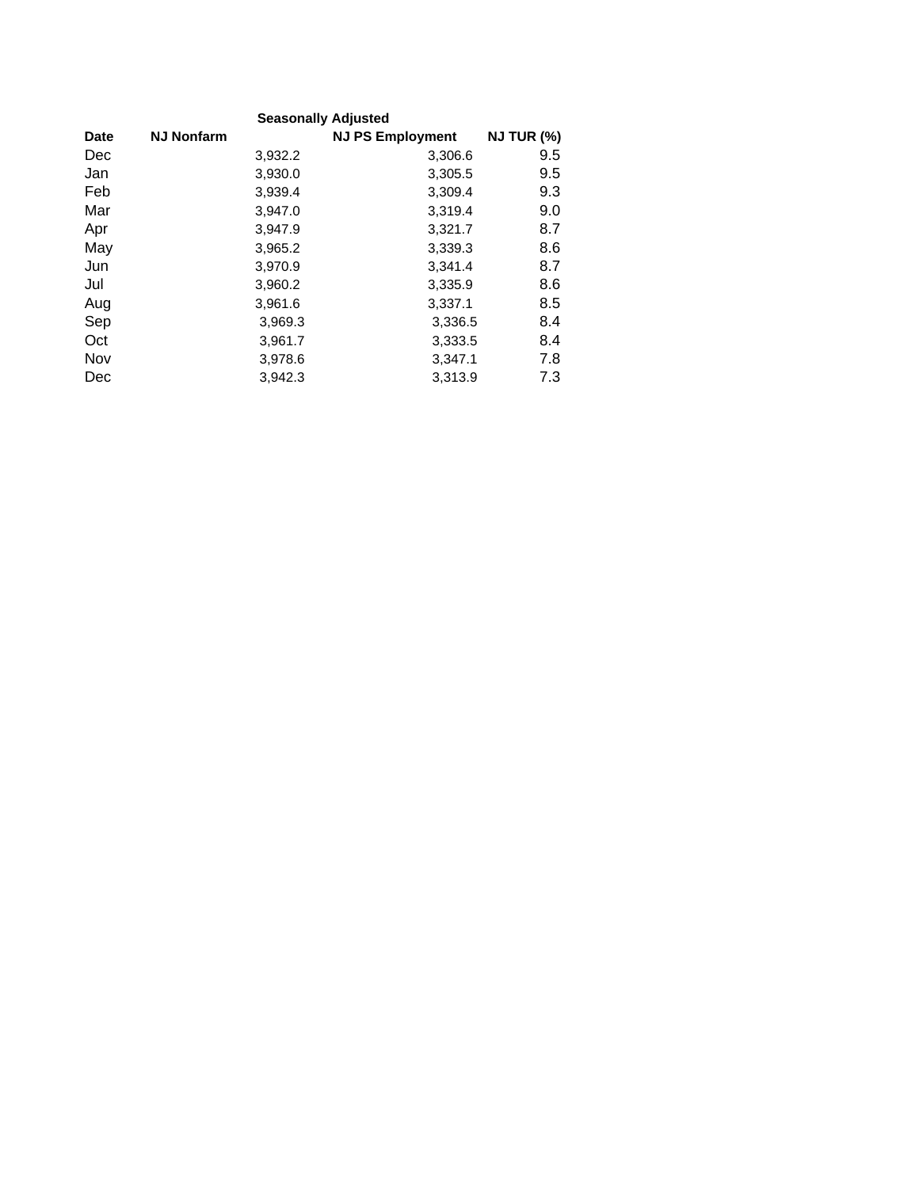| | Seasonally Adjusted | | |
|---|---|---|---|
| Date | NJ Nonfarm | NJ PS Employment | NJ TUR (%) |
| Dec | 3,932.2 | 3,306.6 | 9.5 |
| Jan | 3,930.0 | 3,305.5 | 9.5 |
| Feb | 3,939.4 | 3,309.4 | 9.3 |
| Mar | 3,947.0 | 3,319.4 | 9.0 |
| Apr | 3,947.9 | 3,321.7 | 8.7 |
| May | 3,965.2 | 3,339.3 | 8.6 |
| Jun | 3,970.9 | 3,341.4 | 8.7 |
| Jul | 3,960.2 | 3,335.9 | 8.6 |
| Aug | 3,961.6 | 3,337.1 | 8.5 |
| Sep | 3,969.3 | 3,336.5 | 8.4 |
| Oct | 3,961.7 | 3,333.5 | 8.4 |
| Nov | 3,978.6 | 3,347.1 | 7.8 |
| Dec | 3,942.3 | 3,313.9 | 7.3 |